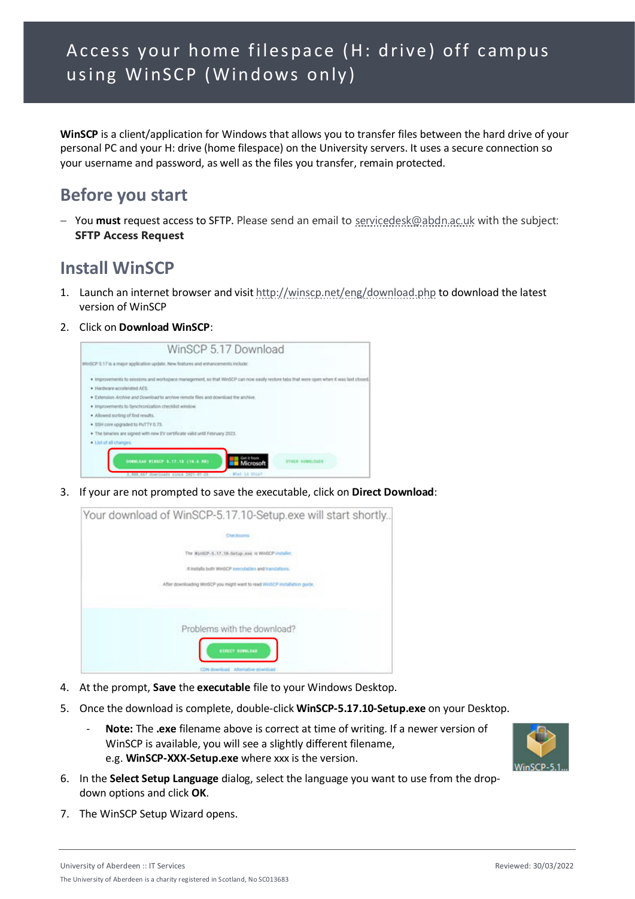# Access your home filespace (H: drive) off campus using WinSCP (Windows only)

**WinSCP** is a client/application for Windows that allows you to transfer files between the hard drive of your personal PC and your H: drive (home filespace) on the University servers. It uses a secure connection so your username and password, as well as the files you transfer, remain protected.

## Before you start

- You **must** request access to SFTP. Please send an email to servicedesk@abdn.ac.uk with the subject: **SFTP Access Request**

## Install WinSCP

1. Launch an internet browser and visit http://winscp.net/eng/download.php to download the latest version of WinSCP
2. Click on **Download WinSCP**:
3. If your are not prompted to save the executable, click on **Direct Download**:
4. At the prompt, **Save** the **executable** file to your Windows Desktop.
5. Once the download is complete, double-click **WinSCP-5.17.10-Setup.exe** on your Desktop.
   - **Note:** The **.exe** filename above is correct at time of writing. If a newer version of WinSCP is available, you will see a slightly different filename, e.g. **WinSCP-XXX-Setup.exe** where xxx is the version.
6. In the **Select Setup Language** dialog, select the language you want to use from the drop-down options and click **OK**.
7. The WinSCP Setup Wizard opens.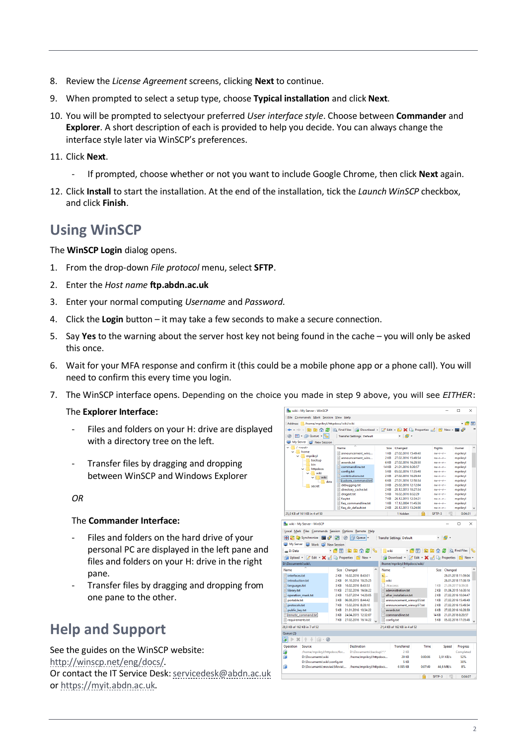8. Review the *License Agreement* screens, clicking **Next** to continue.
9. When prompted to select a setup type, choose **Typical installation** and click **Next**.
10. You will be prompted to selectyour preferred *User interface style*. Choose between **Commander** and **Explorer**. A short description of each is provided to help you decide. You can always change the interface style later via WinSCP's preferences.
11. Click **Next**.
    - If prompted, choose whether or not you want to include Google Chrome, then click **Next** again.
12. Click **Install** to start the installation. At the end of the installation, tick the *Launch WinSCP* checkbox, and click **Finish**.

## Using WinSCP

The **WinSCP Login** dialog opens.

1. From the drop-down *File protocol* menu, select **SFTP**.
2. Enter the *Host name* **ftp.abdn.ac.uk**
3. Enter your normal computing *Username* and *Password*.
4. Click the **Login** button – it may take a few seconds to make a secure connection.
5. Say **Yes** to the warning about the server host key not being found in the cache – you will only be asked this once.
6. Wait for your MFA response and confirm it (this could be a mobile phone app or a phone call). You will need to confirm this every time you login.
7. The WinSCP interface opens. Depending on the choice you made in step 9 above, you will see *EITHER*:

   The **Explorer Interface:**

   - Files and folders on your H: drive are displayed with a directory tree on the left.
   - Transfer files by dragging and dropping between WinSCP and Windows Explorer

   *OR*

   The **Commander Interface:**

   - Files and folders on the hard drive of your personal PC are displayed in the left pane and files and folders on your H: drive in the right pane.
   - Transfer files by dragging and dropping from one pane to the other.

## Help and Support

See the guides on the WinSCP website:
http://winscp.net/eng/docs/.
Or contact the IT Service Desk: servicedesk@abdn.ac.uk
or https://myit.abdn.ac.uk.